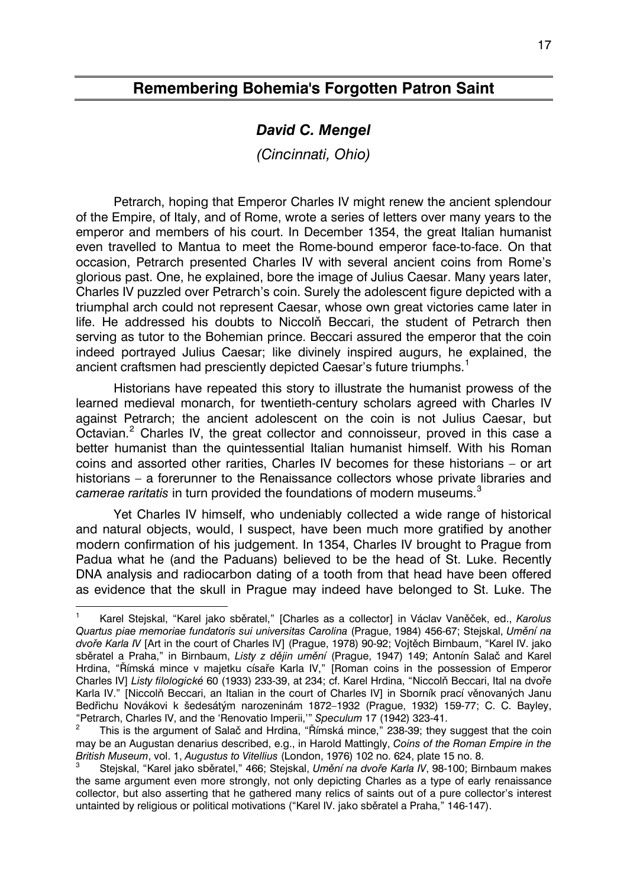# Remembering Bohemia's Forgotten Patron Saint

***David C. Mengel***

*(Cincinnati, Ohio)*

Petrarch, hoping that Emperor Charles IV might renew the ancient splendour of the Empire, of Italy, and of Rome, wrote a series of letters over many years to the emperor and members of his court. In December 1354, the great Italian humanist even travelled to Mantua to meet the Rome-bound emperor face-to-face. On that occasion, Petrarch presented Charles IV with several ancient coins from Rome's glorious past. One, he explained, bore the image of Julius Caesar. Many years later, Charles IV puzzled over Petrarch's coin. Surely the adolescent figure depicted with a triumphal arch could not represent Caesar, whose own great victories came later in life. He addressed his doubts to Niccolň Beccari, the student of Petrarch then serving as tutor to the Bohemian prince. Beccari assured the emperor that the coin indeed portrayed Julius Caesar; like divinely inspired augurs, he explained, the ancient craftsmen had presciently depicted Caesar's future triumphs.[1]

Historians have repeated this story to illustrate the humanist prowess of the learned medieval monarch, for twentieth-century scholars agreed with Charles IV against Petrarch; the ancient adolescent on the coin is not Julius Caesar, but Octavian.[2] Charles IV, the great collector and connoisseur, proved in this case a better humanist than the quintessential Italian humanist himself. With his Roman coins and assorted other rarities, Charles IV becomes for these historians – or art historians – a forerunner to the Renaissance collectors whose private libraries and *camerae raritatis* in turn provided the foundations of modern museums.[3]

Yet Charles IV himself, who undeniably collected a wide range of historical and natural objects, would, I suspect, have been much more gratified by another modern confirmation of his judgement. In 1354, Charles IV brought to Prague from Padua what he (and the Paduans) believed to be the head of St. Luke. Recently DNA analysis and radiocarbon dating of a tooth from that head have been offered as evidence that the skull in Prague may indeed have belonged to St. Luke. The

---

[1] Karel Stejskal, "Karel jako sběratel," [Charles as a collector] in Václav Vaněček, ed., *Karolus Quartus piae memoriae fundatoris sui universitas Carolina* (Prague, 1984) 456-67; Stejskal, *Umění na dvoře Karla IV* [Art in the court of Charles IV] (Prague, 1978) 90-92; Vojtěch Birnbaum, "Karel IV. jako sběratel a Praha," in Birnbaum, *Listy z dějin umění* (Prague, 1947) 149; Antonín Salač and Karel Hrdina, "Římská mince v majetku císaře Karla IV," [Roman coins in the possession of Emperor Charles IV] *Listy filologické* 60 (1933) 233-39, at 234; cf. Karel Hrdina, "Niccolň Beccari, Ital na dvoře Karla IV." [Niccolň Beccari, an Italian in the court of Charles IV] in Sborník prací věnovaných Janu Bedřichu Novákovi k šedesátým narozeninám 1872–1932 (Prague, 1932) 159-77; C. C. Bayley, "Petrarch, Charles IV, and the 'Renovatio Imperii,'" *Speculum* 17 (1942) 323-41.

[2] This is the argument of Salač and Hrdina, "Římská mince," 238-39; they suggest that the coin may be an Augustan denarius described, e.g., in Harold Mattingly, *Coins of the Roman Empire in the British Museum*, vol. 1, *Augustus to Vitellius* (London, 1976) 102 no. 624, plate 15 no. 8.

[3] Stejskal, "Karel jako sběratel," 466; Stejskal, *Umění na dvoře Karla IV*, 98-100; Birnbaum makes the same argument even more strongly, not only depicting Charles as a type of early renaissance collector, but also asserting that he gathered many relics of saints out of a pure collector's interest untainted by religious or political motivations ("Karel IV. jako sběratel a Praha," 146-147).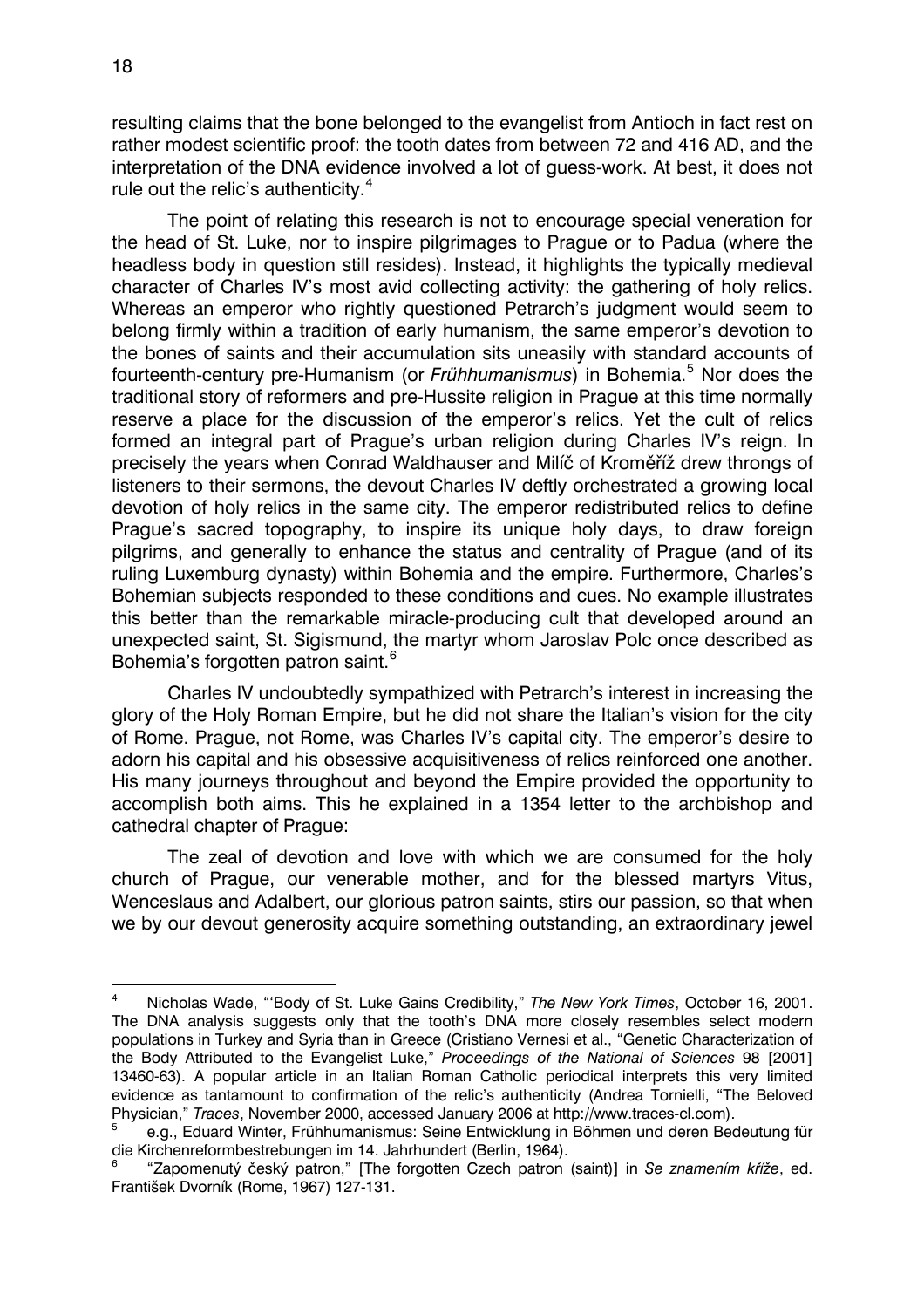resulting claims that the bone belonged to the evangelist from Antioch in fact rest on rather modest scientific proof: the tooth dates from between 72 and 416 AD, and the interpretation of the DNA evidence involved a lot of guess-work. At best, it does not rule out the relic's authenticity.[4]

The point of relating this research is not to encourage special veneration for the head of St. Luke, nor to inspire pilgrimages to Prague or to Padua (where the headless body in question still resides). Instead, it highlights the typically medieval character of Charles IV's most avid collecting activity: the gathering of holy relics. Whereas an emperor who rightly questioned Petrarch's judgment would seem to belong firmly within a tradition of early humanism, the same emperor's devotion to the bones of saints and their accumulation sits uneasily with standard accounts of fourteenth-century pre-Humanism (or *Frühhumanismus*) in Bohemia.[5] Nor does the traditional story of reformers and pre-Hussite religion in Prague at this time normally reserve a place for the discussion of the emperor's relics. Yet the cult of relics formed an integral part of Prague's urban religion during Charles IV's reign. In precisely the years when Conrad Waldhauser and Milíč of Kroměříž drew throngs of listeners to their sermons, the devout Charles IV deftly orchestrated a growing local devotion of holy relics in the same city. The emperor redistributed relics to define Prague's sacred topography, to inspire its unique holy days, to draw foreign pilgrims, and generally to enhance the status and centrality of Prague (and of its ruling Luxemburg dynasty) within Bohemia and the empire. Furthermore, Charles's Bohemian subjects responded to these conditions and cues. No example illustrates this better than the remarkable miracle-producing cult that developed around an unexpected saint, St. Sigismund, the martyr whom Jaroslav Polc once described as Bohemia's forgotten patron saint.[6]

Charles IV undoubtedly sympathized with Petrarch's interest in increasing the glory of the Holy Roman Empire, but he did not share the Italian's vision for the city of Rome. Prague, not Rome, was Charles IV's capital city. The emperor's desire to adorn his capital and his obsessive acquisitiveness of relics reinforced one another. His many journeys throughout and beyond the Empire provided the opportunity to accomplish both aims. This he explained in a 1354 letter to the archbishop and cathedral chapter of Prague:

The zeal of devotion and love with which we are consumed for the holy church of Prague, our venerable mother, and for the blessed martyrs Vitus, Wenceslaus and Adalbert, our glorious patron saints, stirs our passion, so that when we by our devout generosity acquire something outstanding, an extraordinary jewel

---

[4] Nicholas Wade, "'Body of St. Luke Gains Credibility," *The New York Times*, October 16, 2001. The DNA analysis suggests only that the tooth's DNA more closely resembles select modern populations in Turkey and Syria than in Greece (Cristiano Vernesi et al., "Genetic Characterization of the Body Attributed to the Evangelist Luke," *Proceedings of the National of Sciences* 98 [2001] 13460-63). A popular article in an Italian Roman Catholic periodical interprets this very limited evidence as tantamount to confirmation of the relic's authenticity (Andrea Tornielli, "The Beloved Physician," *Traces*, November 2000, accessed January 2006 at http://www.traces-cl.com).

[5] e.g., Eduard Winter, Frühhumanismus: Seine Entwicklung in Böhmen und deren Bedeutung für die Kirchenreformbestrebungen im 14. Jahrhundert (Berlin, 1964).

[6] "Zapomenutý český patron," [The forgotten Czech patron (saint)] in *Se znamením kříže*, ed. František Dvorník (Rome, 1967) 127-131.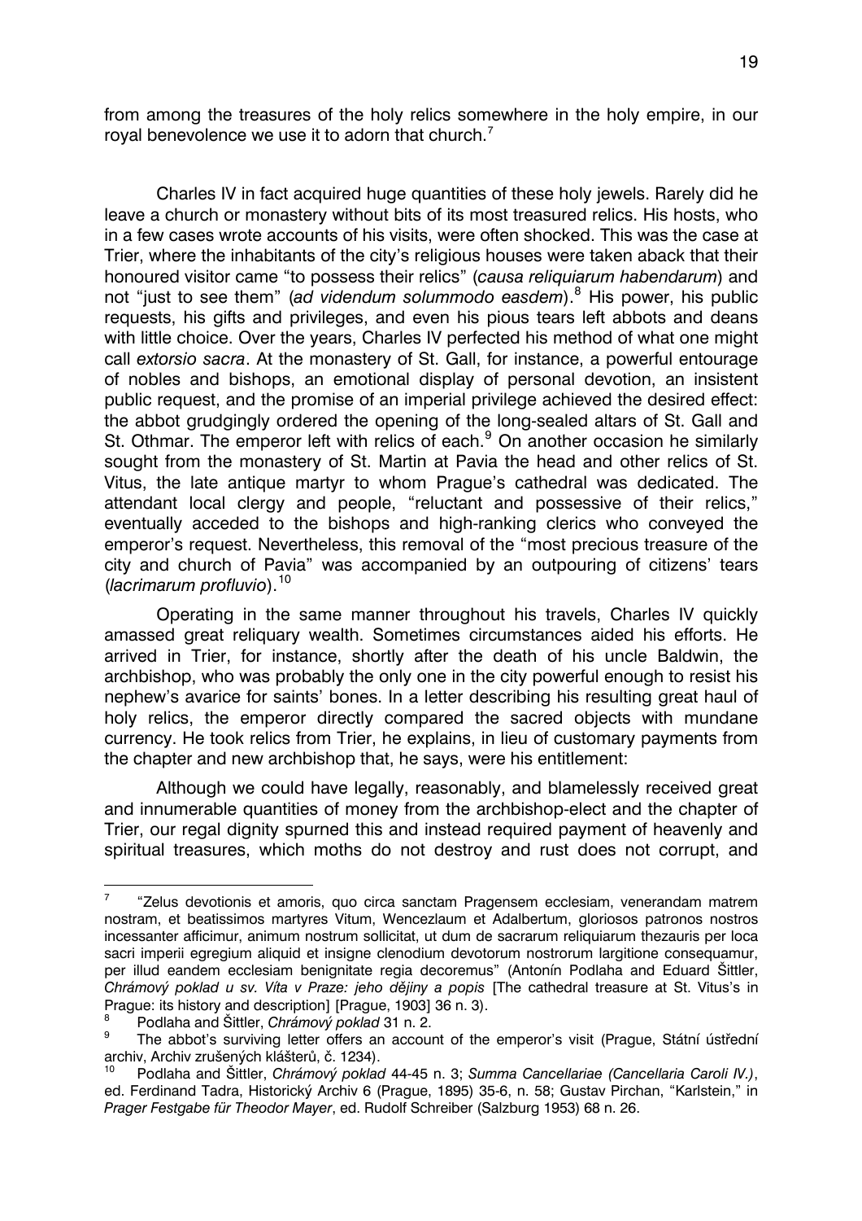from among the treasures of the holy relics somewhere in the holy empire, in our royal benevolence we use it to adorn that church.[7]

Charles IV in fact acquired huge quantities of these holy jewels. Rarely did he leave a church or monastery without bits of its most treasured relics. His hosts, who in a few cases wrote accounts of his visits, were often shocked. This was the case at Trier, where the inhabitants of the city's religious houses were taken aback that their honoured visitor came "to possess their relics" (*causa reliquiarum habendarum*) and not "just to see them" (*ad videndum solummodo easdem*).[8] His power, his public requests, his gifts and privileges, and even his pious tears left abbots and deans with little choice. Over the years, Charles IV perfected his method of what one might call *extorsio sacra*. At the monastery of St. Gall, for instance, a powerful entourage of nobles and bishops, an emotional display of personal devotion, an insistent public request, and the promise of an imperial privilege achieved the desired effect: the abbot grudgingly ordered the opening of the long-sealed altars of St. Gall and St. Othmar. The emperor left with relics of each.[9] On another occasion he similarly sought from the monastery of St. Martin at Pavia the head and other relics of St. Vitus, the late antique martyr to whom Prague's cathedral was dedicated. The attendant local clergy and people, "reluctant and possessive of their relics," eventually acceded to the bishops and high-ranking clerics who conveyed the emperor's request. Nevertheless, this removal of the "most precious treasure of the city and church of Pavia" was accompanied by an outpouring of citizens' tears (*lacrimarum profluvio*).[10]

Operating in the same manner throughout his travels, Charles IV quickly amassed great reliquary wealth. Sometimes circumstances aided his efforts. He arrived in Trier, for instance, shortly after the death of his uncle Baldwin, the archbishop, who was probably the only one in the city powerful enough to resist his nephew's avarice for saints' bones. In a letter describing his resulting great haul of holy relics, the emperor directly compared the sacred objects with mundane currency. He took relics from Trier, he explains, in lieu of customary payments from the chapter and new archbishop that, he says, were his entitlement:

Although we could have legally, reasonably, and blamelessly received great and innumerable quantities of money from the archbishop-elect and the chapter of Trier, our regal dignity spurned this and instead required payment of heavenly and spiritual treasures, which moths do not destroy and rust does not corrupt, and

---

[7] "Zelus devotionis et amoris, quo circa sanctam Pragensem ecclesiam, venerandam matrem nostram, et beatissimos martyres Vitum, Wencezlaum et Adalbertum, gloriosos patronos nostros incessanter afficimur, animum nostrum sollicitat, ut dum de sacrarum reliquiarum thezauris per loca sacri imperii egregium aliquid et insigne clenodium devotorum nostrorum largitione consequamur, per illud eandem ecclesiam benignitate regia decoremus" (Antonín Podlaha and Eduard Šittler, *Chrámový poklad u sv. Víta v Praze: jeho dějiny a popis* [The cathedral treasure at St. Vitus's in Prague: its history and description] [Prague, 1903] 36 n. 3).

[8] Podlaha and Šittler, *Chrámový poklad* 31 n. 2.

[9] The abbot's surviving letter offers an account of the emperor's visit (Prague, Státní ústřední archiv, Archiv zrušených klášterů, č. 1234).

[10] Podlaha and Šittler, *Chrámový poklad* 44-45 n. 3; *Summa Cancellariae (Cancellaria Caroli IV.)*, ed. Ferdinand Tadra, Historický Archiv 6 (Prague, 1895) 35-6, n. 58; Gustav Pirchan, "Karlstein," in *Prager Festgabe für Theodor Mayer*, ed. Rudolf Schreiber (Salzburg 1953) 68 n. 26.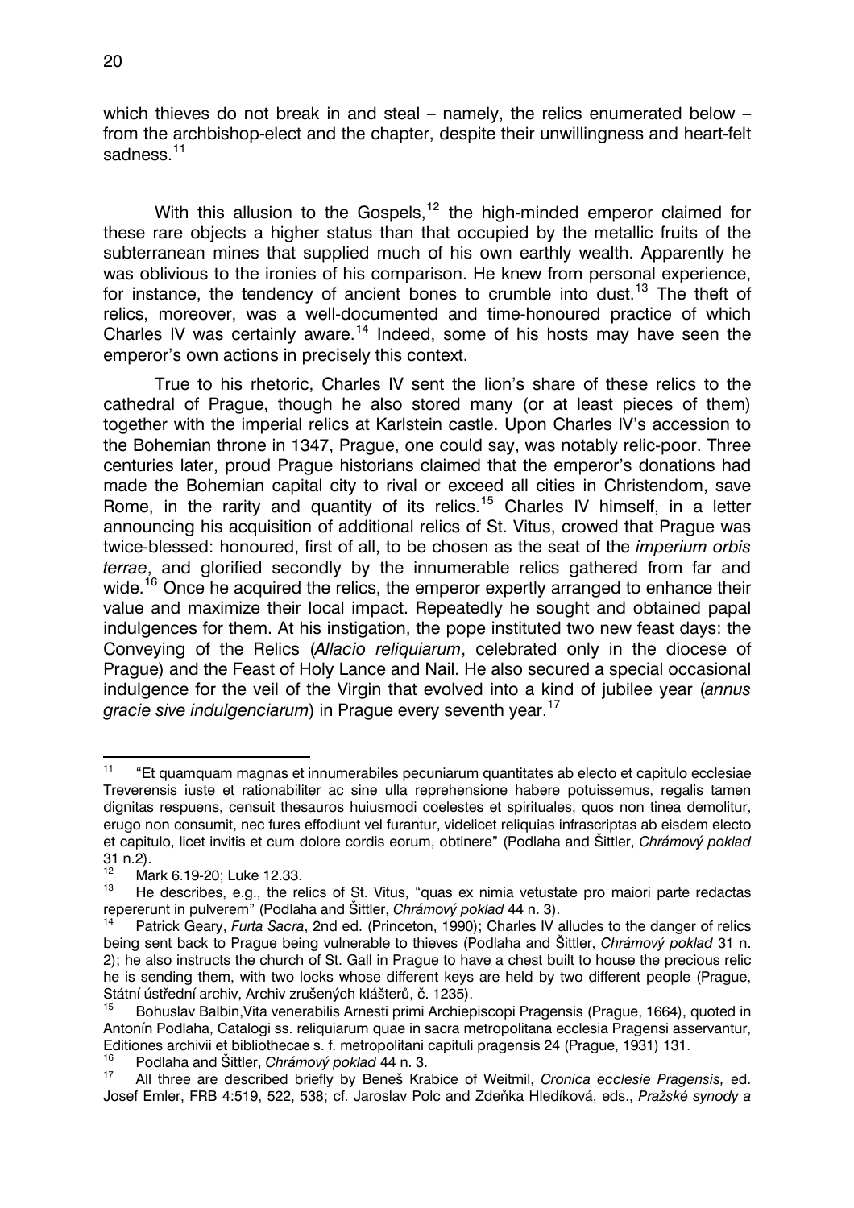which thieves do not break in and steal – namely, the relics enumerated below – from the archbishop-elect and the chapter, despite their unwillingness and heart-felt sadness.[11]

With this allusion to the Gospels,[12] the high-minded emperor claimed for these rare objects a higher status than that occupied by the metallic fruits of the subterranean mines that supplied much of his own earthly wealth. Apparently he was oblivious to the ironies of his comparison. He knew from personal experience, for instance, the tendency of ancient bones to crumble into dust.[13] The theft of relics, moreover, was a well-documented and time-honoured practice of which Charles IV was certainly aware.[14] Indeed, some of his hosts may have seen the emperor's own actions in precisely this context.

True to his rhetoric, Charles IV sent the lion's share of these relics to the cathedral of Prague, though he also stored many (or at least pieces of them) together with the imperial relics at Karlstein castle. Upon Charles IV's accession to the Bohemian throne in 1347, Prague, one could say, was notably relic-poor. Three centuries later, proud Prague historians claimed that the emperor's donations had made the Bohemian capital city to rival or exceed all cities in Christendom, save Rome, in the rarity and quantity of its relics.[15] Charles IV himself, in a letter announcing his acquisition of additional relics of St. Vitus, crowed that Prague was twice-blessed: honoured, first of all, to be chosen as the seat of the *imperium orbis terrae*, and glorified secondly by the innumerable relics gathered from far and wide.[16] Once he acquired the relics, the emperor expertly arranged to enhance their value and maximize their local impact. Repeatedly he sought and obtained papal indulgences for them. At his instigation, the pope instituted two new feast days: the Conveying of the Relics (*Allacio reliquiarum*, celebrated only in the diocese of Prague) and the Feast of Holy Lance and Nail. He also secured a special occasional indulgence for the veil of the Virgin that evolved into a kind of jubilee year (*annus gracie sive indulgenciarum*) in Prague every seventh year.[17]

---

[11] "Et quamquam magnas et innumerabiles pecuniarum quantitates ab electo et capitulo ecclesiae Treverensis iuste et rationabiliter ac sine ulla reprehensione habere potuissemus, regalis tamen dignitas respuens, censuit thesauros huiusmodi coelestes et spirituales, quos non tinea demolitur, erugo non consumit, nec fures effodiunt vel furantur, videlicet reliquias infrascriptas ab eisdem electo et capitulo, licet invitis et cum dolore cordis eorum, obtinere" (Podlaha and Šittler, *Chrámový poklad* 31 n.2).

[12] Mark 6.19-20; Luke 12.33.

[13] He describes, e.g., the relics of St. Vitus, "quas ex nimia vetustate pro maiori parte redactas repererunt in pulverem" (Podlaha and Šittler, *Chrámový poklad* 44 n. 3).

[14] Patrick Geary, *Furta Sacra*, 2nd ed. (Princeton, 1990); Charles IV alludes to the danger of relics being sent back to Prague being vulnerable to thieves (Podlaha and Šittler, *Chrámový poklad* 31 n. 2); he also instructs the church of St. Gall in Prague to have a chest built to house the precious relic he is sending them, with two locks whose different keys are held by two different people (Prague, Státní ústřední archiv, Archiv zrušených klášterů, č. 1235).

[15] Bohuslav Balbin,Vita venerabilis Arnesti primi Archiepiscopi Pragensis (Prague, 1664), quoted in Antonín Podlaha, Catalogi ss. reliquiarum quae in sacra metropolitana ecclesia Pragensi asservantur, Editiones archivii et bibliothecae s. f. metropolitani capituli pragensis 24 (Prague, 1931) 131.

[16] Podlaha and Šittler, *Chrámový poklad* 44 n. 3.

[17] All three are described briefly by Beneš Krabice of Weitmil, *Cronica ecclesie Pragensis,* ed. Josef Emler, FRB 4:519, 522, 538; cf. Jaroslav Polc and Zdeňka Hledíková, eds., *Pražské synody a*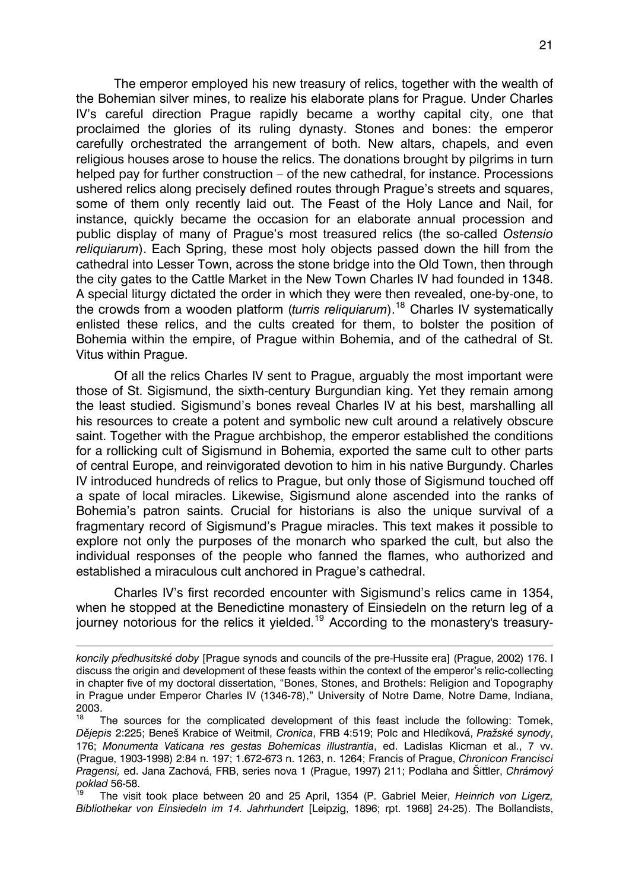The emperor employed his new treasury of relics, together with the wealth of the Bohemian silver mines, to realize his elaborate plans for Prague. Under Charles IV's careful direction Prague rapidly became a worthy capital city, one that proclaimed the glories of its ruling dynasty. Stones and bones: the emperor carefully orchestrated the arrangement of both. New altars, chapels, and even religious houses arose to house the relics. The donations brought by pilgrims in turn helped pay for further construction – of the new cathedral, for instance. Processions ushered relics along precisely defined routes through Prague's streets and squares, some of them only recently laid out. The Feast of the Holy Lance and Nail, for instance, quickly became the occasion for an elaborate annual procession and public display of many of Prague's most treasured relics (the so-called *Ostensio reliquiarum*). Each Spring, these most holy objects passed down the hill from the cathedral into Lesser Town, across the stone bridge into the Old Town, then through the city gates to the Cattle Market in the New Town Charles IV had founded in 1348. A special liturgy dictated the order in which they were then revealed, one-by-one, to the crowds from a wooden platform (*turris reliquiarum*).[18] Charles IV systematically enlisted these relics, and the cults created for them, to bolster the position of Bohemia within the empire, of Prague within Bohemia, and of the cathedral of St. Vitus within Prague.

Of all the relics Charles IV sent to Prague, arguably the most important were those of St. Sigismund, the sixth-century Burgundian king. Yet they remain among the least studied. Sigismund's bones reveal Charles IV at his best, marshalling all his resources to create a potent and symbolic new cult around a relatively obscure saint. Together with the Prague archbishop, the emperor established the conditions for a rollicking cult of Sigismund in Bohemia, exported the same cult to other parts of central Europe, and reinvigorated devotion to him in his native Burgundy. Charles IV introduced hundreds of relics to Prague, but only those of Sigismund touched off a spate of local miracles. Likewise, Sigismund alone ascended into the ranks of Bohemia's patron saints. Crucial for historians is also the unique survival of a fragmentary record of Sigismund's Prague miracles. This text makes it possible to explore not only the purposes of the monarch who sparked the cult, but also the individual responses of the people who fanned the flames, who authorized and established a miraculous cult anchored in Prague's cathedral.

Charles IV's first recorded encounter with Sigismund's relics came in 1354, when he stopped at the Benedictine monastery of Einsiedeln on the return leg of a journey notorious for the relics it yielded.[19] According to the monastery's treasury-

---

*koncily předhusitské doby* [Prague synods and councils of the pre-Hussite era] (Prague, 2002) 176. I discuss the origin and development of these feasts within the context of the emperor's relic-collecting in chapter five of my doctoral dissertation, "Bones, Stones, and Brothels: Religion and Topography in Prague under Emperor Charles IV (1346-78)," University of Notre Dame, Notre Dame, Indiana, 2003.

[18] The sources for the complicated development of this feast include the following: Tomek, *Dějepis* 2:225; Beneš Krabice of Weitmil, *Cronica*, FRB 4:519; Polc and Hledíková, *Pražské synody*, 176; *Monumenta Vaticana res gestas Bohemicas illustrantia*, ed. Ladislas Klicman et al., 7 vv. (Prague, 1903-1998) 2:84 n. 197; 1.672-673 n. 1263, n. 1264; Francis of Prague, *Chronicon Francisci Pragensi,* ed. Jana Zachová, FRB, series nova 1 (Prague, 1997) 211; Podlaha and Šittler, *Chrámový poklad* 56-58.

[19] The visit took place between 20 and 25 April, 1354 (P. Gabriel Meier, *Heinrich von Ligerz, Bibliothekar von Einsiedeln im 14. Jahrhundert* [Leipzig, 1896; rpt. 1968] 24-25). The Bollandists,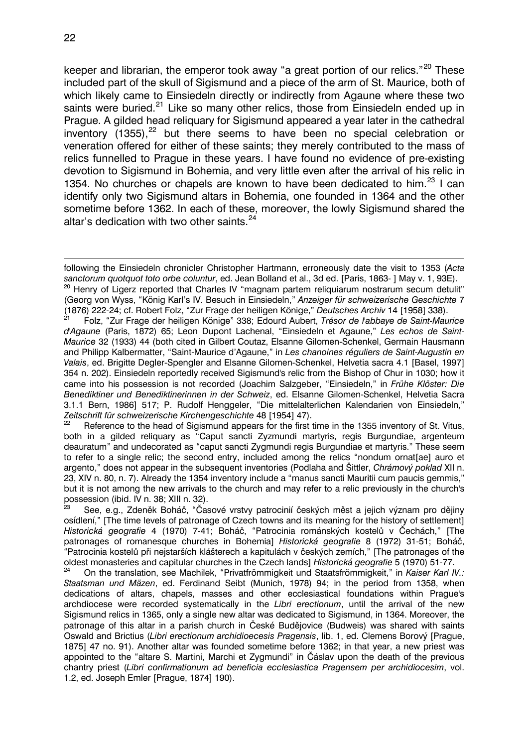keeper and librarian, the emperor took away "a great portion of our relics."[20] These included part of the skull of Sigismund and a piece of the arm of St. Maurice, both of which likely came to Einsiedeln directly or indirectly from Agaune where these two saints were buried.[21] Like so many other relics, those from Einsiedeln ended up in Prague. A gilded head reliquary for Sigismund appeared a year later in the cathedral inventory (1355),[22] but there seems to have been no special celebration or veneration offered for either of these saints; they merely contributed to the mass of relics funnelled to Prague in these years. I have found no evidence of pre-existing devotion to Sigismund in Bohemia, and very little even after the arrival of his relic in 1354. No churches or chapels are known to have been dedicated to him.[23] I can identify only two Sigismund altars in Bohemia, one founded in 1364 and the other sometime before 1362. In each of these, moreover, the lowly Sigismund shared the altar's dedication with two other saints.[24]

---

following the Einsiedeln chronicler Christopher Hartmann, erroneously date the visit to 1353 (*Acta sanctorum quotquot toto orbe coluntur*, ed. Jean Bolland et al., 3d ed. [Paris, 1863- ] May v. 1, 93E).

[20] Henry of Ligerz reported that Charles IV "magnam partem reliquiarum nostrarum secum detulit" (Georg von Wyss, "König Karl's IV. Besuch in Einsiedeln," *Anzeiger für schweizerische Geschichte* 7 (1876) 222-24; cf. Robert Folz, "Zur Frage der heiligen Könige," *Deutsches Archiv* 14 [1958] 338).

[21] Folz, "Zur Frage der heiligen Könige" 338; Edourd Aubert, *Trésor de l'abbaye de Saint-Maurice d'Agaune* (Paris, 1872) 65; Leon Dupont Lachenal, "Einsiedeln et Agaune," *Les echos de Saint-Maurice* 32 (1933) 44 (both cited in Gilbert Coutaz, Elsanne Gilomen-Schenkel, Germain Hausmann and Philipp Kalbermatter, "Saint-Maurice d'Agaune," in *Les chanoines réguliers de Saint-Augustin en Valais*, ed. Brigitte Degler-Spengler and Elsanne Gilomen-Schenkel, Helvetia sacra 4.1 [Basel, 1997] 354 n. 202). Einsiedeln reportedly received Sigismund's relic from the Bishop of Chur in 1030; how it came into his possession is not recorded (Joachim Salzgeber, "Einsiedeln," in *Frühe Klöster: Die Benediktiner und Benediktinerinnen in der Schweiz*, ed. Elsanne Gilomen-Schenkel, Helvetia Sacra 3.1.1 Bern, 1986] 517; P. Rudolf Henggeler, "Die mittelalterlichen Kalendarien von Einsiedeln," *Zeitschrift für schweizerische Kirchengeschichte* 48 [1954] 47).

[22] Reference to the head of Sigismund appears for the first time in the 1355 inventory of St. Vitus, both in a gilded reliquary as "Caput sancti Zyzmundi martyris, regis Burgundiae, argenteum deauratum" and undecorated as "caput sancti Zygmundi regis Burgundiae et martyris." These seem to refer to a single relic; the second entry, included among the relics "nondum ornat[ae] auro et argento," does not appear in the subsequent inventories (Podlaha and Šittler, *Chrámový poklad* XII n. 23, XIV n. 80, n. 7). Already the 1354 inventory include a "manus sancti Mauritii cum paucis gemmis," but it is not among the new arrivals to the church and may refer to a relic previously in the church's possession (ibid. IV n. 38; XIII n. 32).

[23] See, e.g., Zdeněk Boháč, "Časové vrstvy patrocinií českých měst a jejich význam pro dějiny osídlení," [The time levels of patronage of Czech towns and its meaning for the history of settlement] *Historická geografie* 4 (1970) 7-41; Boháč, "Patrocinia románských kostelů v Čechách," [The patronages of romanesque churches in Bohemia] *Historická geografie* 8 (1972) 31-51; Boháč, "Patrocinia kostelů při nejstarších klášterech a kapitulách v českých zemích," [The patronages of the oldest monasteries and capitular churches in the Czech lands] *Historická geografie* 5 (1970) 51-77.

[24] On the translation, see Machilek, "Privatfrömmigkeit und Staatsfrömmigkeit," in *Kaiser Karl IV.: Staatsman und Mäzen*, ed. Ferdinand Seibt (Munich, 1978) 94; in the period from 1358, when dedications of altars, chapels, masses and other ecclesiastical foundations within Prague's archdiocese were recorded systematically in the *Libri erectionum*, until the arrival of the new Sigismund relics in 1365, only a single new altar was dedicated to Sigismund, in 1364. Moreover, the patronage of this altar in a parish church in České Budějovice (Budweis) was shared with saints Oswald and Brictius (*Libri erectionum archidioecesis Pragensis*, lib. 1, ed. Clemens Borový [Prague, 1875] 47 no. 91). Another altar was founded sometime before 1362; in that year, a new priest was appointed to the "altare S. Martini, Marchi et Zygmundi" in Čáslav upon the death of the previous chantry priest (*Libri confirmationum ad beneficia ecclesiastica Pragensem per archidiocesim*, vol. 1.2, ed. Joseph Emler [Prague, 1874] 190).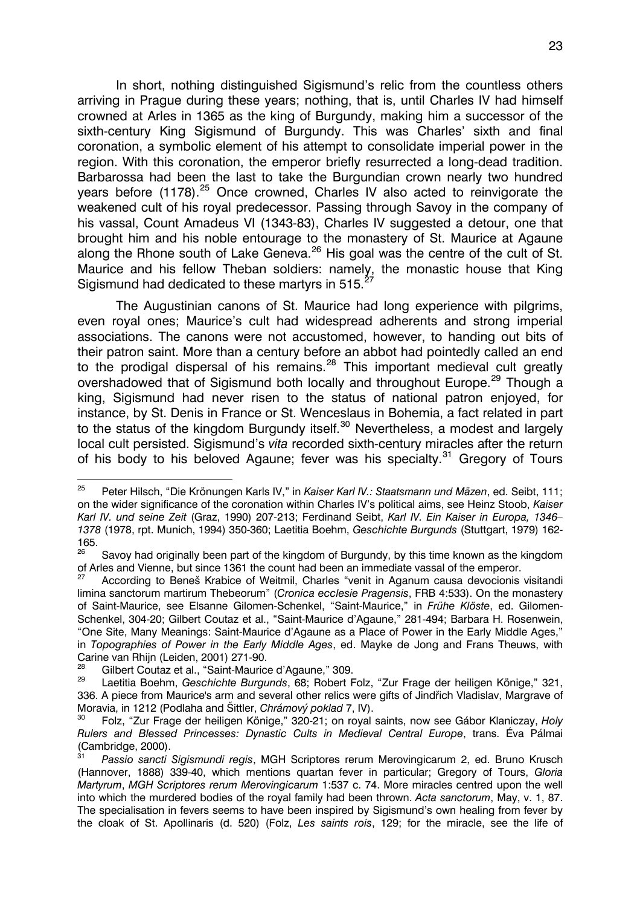In short, nothing distinguished Sigismund's relic from the countless others arriving in Prague during these years; nothing, that is, until Charles IV had himself crowned at Arles in 1365 as the king of Burgundy, making him a successor of the sixth-century King Sigismund of Burgundy. This was Charles' sixth and final coronation, a symbolic element of his attempt to consolidate imperial power in the region. With this coronation, the emperor briefly resurrected a long-dead tradition. Barbarossa had been the last to take the Burgundian crown nearly two hundred years before (1178).[25] Once crowned, Charles IV also acted to reinvigorate the weakened cult of his royal predecessor. Passing through Savoy in the company of his vassal, Count Amadeus VI (1343-83), Charles IV suggested a detour, one that brought him and his noble entourage to the monastery of St. Maurice at Agaune along the Rhone south of Lake Geneva.[26] His goal was the centre of the cult of St. Maurice and his fellow Theban soldiers: namely, the monastic house that King Sigismund had dedicated to these martyrs in 515.[27]

The Augustinian canons of St. Maurice had long experience with pilgrims, even royal ones; Maurice's cult had widespread adherents and strong imperial associations. The canons were not accustomed, however, to handing out bits of their patron saint. More than a century before an abbot had pointedly called an end to the prodigal dispersal of his remains.[28] This important medieval cult greatly overshadowed that of Sigismund both locally and throughout Europe.[29] Though a king, Sigismund had never risen to the status of national patron enjoyed, for instance, by St. Denis in France or St. Wenceslaus in Bohemia, a fact related in part to the status of the kingdom Burgundy itself.[30] Nevertheless, a modest and largely local cult persisted. Sigismund's *vita* recorded sixth-century miracles after the return of his body to his beloved Agaune; fever was his specialty.[31] Gregory of Tours

---

[25] Peter Hilsch, "Die Krönungen Karls IV," in *Kaiser Karl IV.: Staatsmann und Mäzen*, ed. Seibt, 111; on the wider significance of the coronation within Charles IV's political aims, see Heinz Stoob, *Kaiser Karl IV. und seine Zeit* (Graz, 1990) 207-213; Ferdinand Seibt, *Karl IV. Ein Kaiser in Europa, 1346–1378* (1978, rpt. Munich, 1994) 350-360; Laetitia Boehm, *Geschichte Burgunds* (Stuttgart, 1979) 162-165.

[26] Savoy had originally been part of the kingdom of Burgundy, by this time known as the kingdom of Arles and Vienne, but since 1361 the count had been an immediate vassal of the emperor.

[27] According to Beneš Krabice of Weitmil, Charles "venit in Aganum causa devocionis visitandi limina sanctorum martirum Thebeorum" (*Cronica ecclesie Pragensis*, FRB 4:533). On the monastery of Saint-Maurice, see Elsanne Gilomen-Schenkel, "Saint-Maurice," in *Frühe Klöste*, ed. Gilomen-Schenkel, 304-20; Gilbert Coutaz et al., "Saint-Maurice d'Agaune," 281-494; Barbara H. Rosenwein, "One Site, Many Meanings: Saint-Maurice d'Agaune as a Place of Power in the Early Middle Ages," in *Topographies of Power in the Early Middle Ages*, ed. Mayke de Jong and Frans Theuws, with Carine van Rhijn (Leiden, 2001) 271-90.

[28] Gilbert Coutaz et al., "Saint-Maurice d'Agaune," 309.

[29] Laetitia Boehm, *Geschichte Burgunds*, 68; Robert Folz, "Zur Frage der heiligen Könige," 321, 336. A piece from Maurice's arm and several other relics were gifts of Jindřich Vladislav, Margrave of Moravia, in 1212 (Podlaha and Šittler, *Chrámový poklad* 7, IV).

[30] Folz, "Zur Frage der heiligen Könige," 320-21; on royal saints, now see Gábor Klaniczay, *Holy Rulers and Blessed Princesses: Dynastic Cults in Medieval Central Europe*, trans. Éva Pálmai (Cambridge, 2000).

[31] *Passio sancti Sigismundi regis*, MGH Scriptores rerum Merovingicarum 2, ed. Bruno Krusch (Hannover, 1888) 339-40, which mentions quartan fever in particular; Gregory of Tours, *Gloria Martyrum*, *MGH Scriptores rerum Merovingicarum* 1:537 c. 74. More miracles centred upon the well into which the murdered bodies of the royal family had been thrown. *Acta sanctorum*, May, v. 1, 87. The specialisation in fevers seems to have been inspired by Sigismund's own healing from fever by the cloak of St. Apollinaris (d. 520) (Folz, *Les saints rois*, 129; for the miracle, see the life of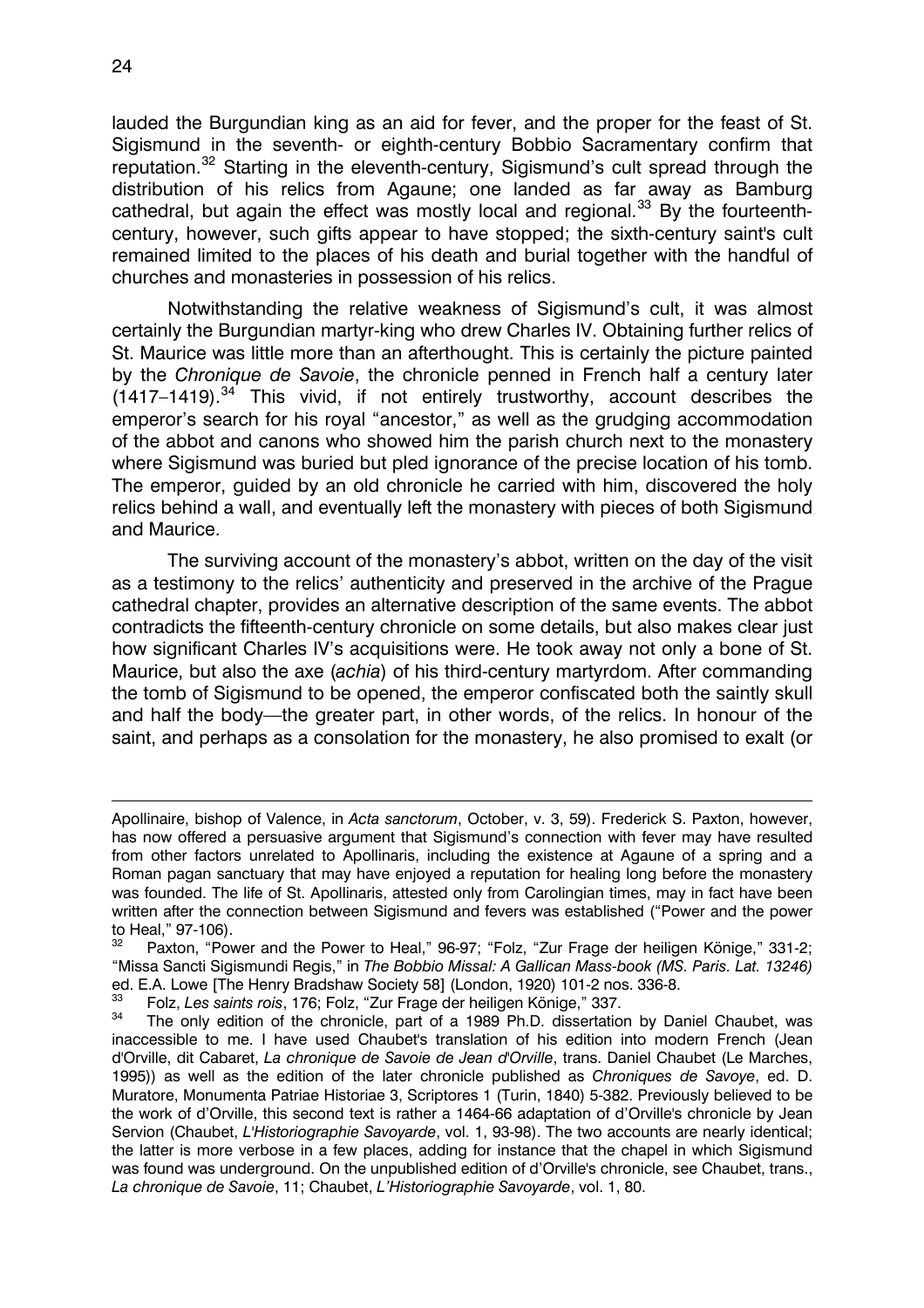lauded the Burgundian king as an aid for fever, and the proper for the feast of St. Sigismund in the seventh- or eighth-century Bobbio Sacramentary confirm that reputation.[32] Starting in the eleventh-century, Sigismund's cult spread through the distribution of his relics from Agaune; one landed as far away as Bamburg cathedral, but again the effect was mostly local and regional.[33] By the fourteenth-century, however, such gifts appear to have stopped; the sixth-century saint's cult remained limited to the places of his death and burial together with the handful of churches and monasteries in possession of his relics.

Notwithstanding the relative weakness of Sigismund's cult, it was almost certainly the Burgundian martyr-king who drew Charles IV. Obtaining further relics of St. Maurice was little more than an afterthought. This is certainly the picture painted by the *Chronique de Savoie*, the chronicle penned in French half a century later (1417–1419).[34] This vivid, if not entirely trustworthy, account describes the emperor's search for his royal "ancestor," as well as the grudging accommodation of the abbot and canons who showed him the parish church next to the monastery where Sigismund was buried but pled ignorance of the precise location of his tomb. The emperor, guided by an old chronicle he carried with him, discovered the holy relics behind a wall, and eventually left the monastery with pieces of both Sigismund and Maurice.

The surviving account of the monastery's abbot, written on the day of the visit as a testimony to the relics' authenticity and preserved in the archive of the Prague cathedral chapter, provides an alternative description of the same events. The abbot contradicts the fifteenth-century chronicle on some details, but also makes clear just how significant Charles IV's acquisitions were. He took away not only a bone of St. Maurice, but also the axe (*achia*) of his third-century martyrdom. After commanding the tomb of Sigismund to be opened, the emperor confiscated both the saintly skull and half the body—the greater part, in other words, of the relics. In honour of the saint, and perhaps as a consolation for the monastery, he also promised to exalt (or

---

Apollinaire, bishop of Valence, in *Acta sanctorum*, October, v. 3, 59). Frederick S. Paxton, however, has now offered a persuasive argument that Sigismund's connection with fever may have resulted from other factors unrelated to Apollinaris, including the existence at Agaune of a spring and a Roman pagan sanctuary that may have enjoyed a reputation for healing long before the monastery was founded. The life of St. Apollinaris, attested only from Carolingian times, may in fact have been written after the connection between Sigismund and fevers was established ("Power and the power to Heal," 97-106).

[32] Paxton, "Power and the Power to Heal," 96-97; "Folz, "Zur Frage der heiligen Könige," 331-2; "Missa Sancti Sigismundi Regis," in *The Bobbio Missal: A Gallican Mass-book (MS. Paris. Lat. 13246)* ed. E.A. Lowe [The Henry Bradshaw Society 58] (London, 1920) 101-2 nos. 336-8.

[33] Folz, *Les saints rois*, 176; Folz, "Zur Frage der heiligen Könige," 337.

[34] The only edition of the chronicle, part of a 1989 Ph.D. dissertation by Daniel Chaubet, was inaccessible to me. I have used Chaubet's translation of his edition into modern French (Jean d'Orville, dit Cabaret, *La chronique de Savoie de Jean d'Orville*, trans. Daniel Chaubet (Le Marches, 1995)) as well as the edition of the later chronicle published as *Chroniques de Savoye*, ed. D. Muratore, Monumenta Patriae Historiae 3, Scriptores 1 (Turin, 1840) 5-382. Previously believed to be the work of d'Orville, this second text is rather a 1464-66 adaptation of d'Orville's chronicle by Jean Servion (Chaubet, *L'Historiographie Savoyarde*, vol. 1, 93-98). The two accounts are nearly identical; the latter is more verbose in a few places, adding for instance that the chapel in which Sigismund was found was underground. On the unpublished edition of d'Orville's chronicle, see Chaubet, trans., *La chronique de Savoie*, 11; Chaubet, *L'Historiographie Savoyarde*, vol. 1, 80.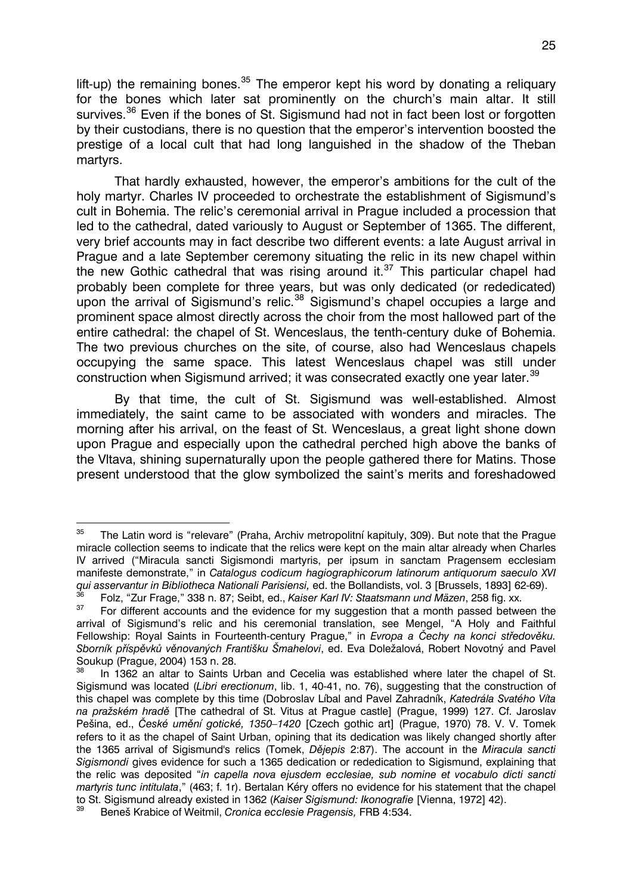lift-up) the remaining bones.[35] The emperor kept his word by donating a reliquary for the bones which later sat prominently on the church's main altar. It still survives.[36] Even if the bones of St. Sigismund had not in fact been lost or forgotten by their custodians, there is no question that the emperor's intervention boosted the prestige of a local cult that had long languished in the shadow of the Theban martyrs.

That hardly exhausted, however, the emperor's ambitions for the cult of the holy martyr. Charles IV proceeded to orchestrate the establishment of Sigismund's cult in Bohemia. The relic's ceremonial arrival in Prague included a procession that led to the cathedral, dated variously to August or September of 1365. The different, very brief accounts may in fact describe two different events: a late August arrival in Prague and a late September ceremony situating the relic in its new chapel within the new Gothic cathedral that was rising around it.[37] This particular chapel had probably been complete for three years, but was only dedicated (or rededicated) upon the arrival of Sigismund's relic.[38] Sigismund's chapel occupies a large and prominent space almost directly across the choir from the most hallowed part of the entire cathedral: the chapel of St. Wenceslaus, the tenth-century duke of Bohemia. The two previous churches on the site, of course, also had Wenceslaus chapels occupying the same space. This latest Wenceslaus chapel was still under construction when Sigismund arrived; it was consecrated exactly one year later.[39]

By that time, the cult of St. Sigismund was well-established. Almost immediately, the saint came to be associated with wonders and miracles. The morning after his arrival, on the feast of St. Wenceslaus, a great light shone down upon Prague and especially upon the cathedral perched high above the banks of the Vltava, shining supernaturally upon the people gathered there for Matins. Those present understood that the glow symbolized the saint's merits and foreshadowed

---

[35] The Latin word is "relevare" (Praha, Archiv metropolitní kapituly, 309). But note that the Prague miracle collection seems to indicate that the relics were kept on the main altar already when Charles IV arrived ("Miracula sancti Sigismondi martyris, per ipsum in sanctam Pragensem ecclesiam manifeste demonstrate," in *Catalogus codicum hagiographicorum latinorum antiquorum saeculo XVI qui asservantur in Bibliotheca Nationali Parisiensi,* ed. the Bollandists, vol. 3 [Brussels, 1893] 62-69).

[36] Folz, "Zur Frage," 338 n. 87; Seibt, ed., *Kaiser Karl IV: Staatsmann und Mäzen*, 258 fig. xx.

[37] For different accounts and the evidence for my suggestion that a month passed between the arrival of Sigismund's relic and his ceremonial translation, see Mengel, "A Holy and Faithful Fellowship: Royal Saints in Fourteenth-century Prague," in *Evropa a Čechy na konci středověku. Sborník příspěvků věnovaných Františku Šmahelovi*, ed. Eva Doležalová, Robert Novotný and Pavel Soukup (Prague, 2004) 153 n. 28.

[38] In 1362 an altar to Saints Urban and Cecelia was established where later the chapel of St. Sigismund was located (*Libri erectionum*, lib. 1, 40-41, no. 76), suggesting that the construction of this chapel was complete by this time (Dobroslav Líbal and Pavel Zahradník, *Katedrála Svatého Víta na pražském hradě* [The cathedral of St. Vitus at Prague castle] (Prague, 1999) 127. Cf. Jaroslav Pešina, ed., *České umění gotické, 1350–1420* [Czech gothic art] (Prague, 1970) 78. V. V. Tomek refers to it as the chapel of Saint Urban, opining that its dedication was likely changed shortly after the 1365 arrival of Sigismund's relics (Tomek, *Dějepis* 2:87). The account in the *Miracula sancti Sigismondi* gives evidence for such a 1365 dedication or rededication to Sigismund, explaining that the relic was deposited "*in capella nova ejusdem ecclesiae, sub nomine et vocabulo dicti sancti martyris tunc intitulata*," (463; f. 1r). Bertalan Kéry offers no evidence for his statement that the chapel to St. Sigismund already existed in 1362 (*Kaiser Sigismund: Ikonografie* [Vienna, 1972] 42).

[39] Beneš Krabice of Weitmil, *Cronica ecclesie Pragensis,* FRB 4:534.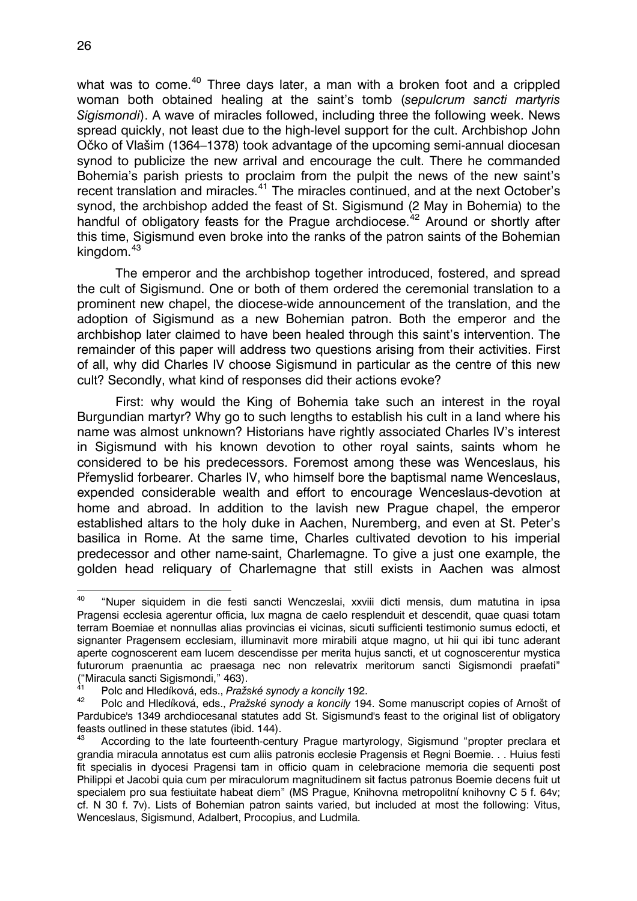what was to come.[40] Three days later, a man with a broken foot and a crippled woman both obtained healing at the saint's tomb (*sepulcrum sancti martyris Sigismondi*). A wave of miracles followed, including three the following week. News spread quickly, not least due to the high-level support for the cult. Archbishop John Očko of Vlašim (1364–1378) took advantage of the upcoming semi-annual diocesan synod to publicize the new arrival and encourage the cult. There he commanded Bohemia's parish priests to proclaim from the pulpit the news of the new saint's recent translation and miracles.[41] The miracles continued, and at the next October's synod, the archbishop added the feast of St. Sigismund (2 May in Bohemia) to the handful of obligatory feasts for the Prague archdiocese.[42] Around or shortly after this time, Sigismund even broke into the ranks of the patron saints of the Bohemian kingdom.[43]

The emperor and the archbishop together introduced, fostered, and spread the cult of Sigismund. One or both of them ordered the ceremonial translation to a prominent new chapel, the diocese-wide announcement of the translation, and the adoption of Sigismund as a new Bohemian patron. Both the emperor and the archbishop later claimed to have been healed through this saint's intervention. The remainder of this paper will address two questions arising from their activities. First of all, why did Charles IV choose Sigismund in particular as the centre of this new cult? Secondly, what kind of responses did their actions evoke?

First: why would the King of Bohemia take such an interest in the royal Burgundian martyr? Why go to such lengths to establish his cult in a land where his name was almost unknown? Historians have rightly associated Charles IV's interest in Sigismund with his known devotion to other royal saints, saints whom he considered to be his predecessors. Foremost among these was Wenceslaus, his Přemyslid forbearer. Charles IV, who himself bore the baptismal name Wenceslaus, expended considerable wealth and effort to encourage Wenceslaus-devotion at home and abroad. In addition to the lavish new Prague chapel, the emperor established altars to the holy duke in Aachen, Nuremberg, and even at St. Peter's basilica in Rome. At the same time, Charles cultivated devotion to his imperial predecessor and other name-saint, Charlemagne. To give a just one example, the golden head reliquary of Charlemagne that still exists in Aachen was almost

---

[40] "Nuper siquidem in die festi sancti Wenczeslai, xxviii dicti mensis, dum matutina in ipsa Pragensi ecclesia agerentur officia, lux magna de caelo resplenduit et descendit, quae quasi totam terram Boemiae et nonnullas alias provincias ei vicinas, sicuti sufficienti testimonio sumus edocti, et signanter Pragensem ecclesiam, illuminavit more mirabili atque magno, ut hii qui ibi tunc aderant aperte cognoscerent eam lucem descendisse per merita hujus sancti, et ut cognoscerentur mystica futurorum praenuntia ac praesaga nec non relevatrix meritorum sancti Sigismondi praefati" ("Miracula sancti Sigismondi," 463).

[41] Polc and Hledíková, eds., *Pražské synody a koncily* 192.

[42] Polc and Hledíková, eds., *Pražské synody a koncily* 194. Some manuscript copies of Arnošt of Pardubice's 1349 archdiocesanal statutes add St. Sigismund's feast to the original list of obligatory feasts outlined in these statutes (ibid. 144).

[43] According to the late fourteenth-century Prague martyrology, Sigismund "propter preclara et grandia miracula annotatus est cum aliis patronis ecclesie Pragensis et Regni Boemie. . . Huius festi fit specialis in dyocesi Pragensi tam in officio quam in celebracione memoria die sequenti post Philippi et Jacobi quia cum per miraculorum magnitudinem sit factus patronus Boemie decens fuit ut specialem pro sua festiuitate habeat diem" (MS Prague, Knihovna metropolitní knihovny C 5 f. 64v; cf. N 30 f. 7v). Lists of Bohemian patron saints varied, but included at most the following: Vitus, Wenceslaus, Sigismund, Adalbert, Procopius, and Ludmila.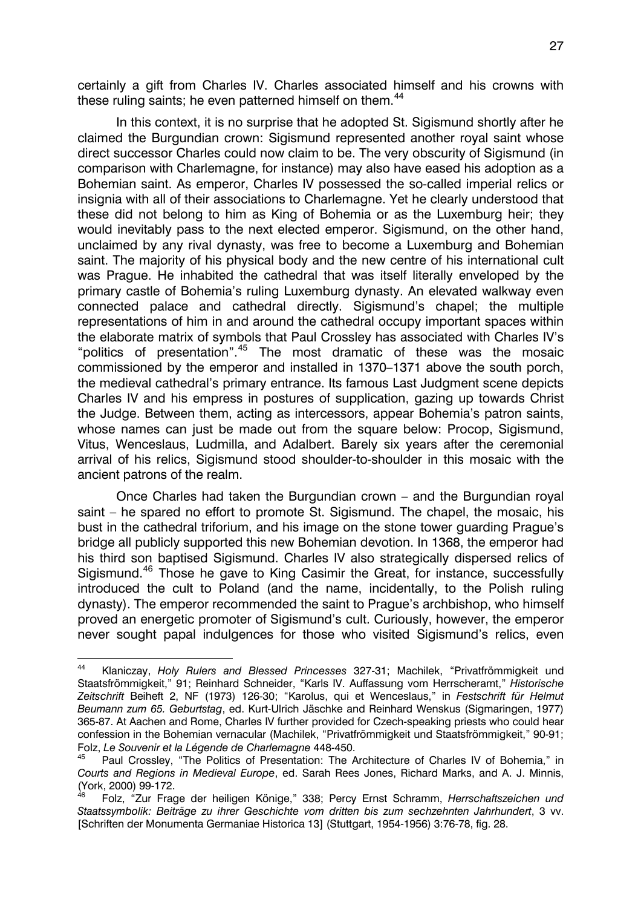certainly a gift from Charles IV. Charles associated himself and his crowns with these ruling saints; he even patterned himself on them.[44]

In this context, it is no surprise that he adopted St. Sigismund shortly after he claimed the Burgundian crown: Sigismund represented another royal saint whose direct successor Charles could now claim to be. The very obscurity of Sigismund (in comparison with Charlemagne, for instance) may also have eased his adoption as a Bohemian saint. As emperor, Charles IV possessed the so-called imperial relics or insignia with all of their associations to Charlemagne. Yet he clearly understood that these did not belong to him as King of Bohemia or as the Luxemburg heir; they would inevitably pass to the next elected emperor. Sigismund, on the other hand, unclaimed by any rival dynasty, was free to become a Luxemburg and Bohemian saint. The majority of his physical body and the new centre of his international cult was Prague. He inhabited the cathedral that was itself literally enveloped by the primary castle of Bohemia's ruling Luxemburg dynasty. An elevated walkway even connected palace and cathedral directly. Sigismund's chapel; the multiple representations of him in and around the cathedral occupy important spaces within the elaborate matrix of symbols that Paul Crossley has associated with Charles IV's "politics of presentation".[45] The most dramatic of these was the mosaic commissioned by the emperor and installed in 1370–1371 above the south porch, the medieval cathedral's primary entrance. Its famous Last Judgment scene depicts Charles IV and his empress in postures of supplication, gazing up towards Christ the Judge. Between them, acting as intercessors, appear Bohemia's patron saints, whose names can just be made out from the square below: Procop, Sigismund, Vitus, Wenceslaus, Ludmilla, and Adalbert. Barely six years after the ceremonial arrival of his relics, Sigismund stood shoulder-to-shoulder in this mosaic with the ancient patrons of the realm.

Once Charles had taken the Burgundian crown – and the Burgundian royal saint – he spared no effort to promote St. Sigismund. The chapel, the mosaic, his bust in the cathedral triforium, and his image on the stone tower guarding Prague's bridge all publicly supported this new Bohemian devotion. In 1368, the emperor had his third son baptised Sigismund. Charles IV also strategically dispersed relics of Sigismund.[46] Those he gave to King Casimir the Great, for instance, successfully introduced the cult to Poland (and the name, incidentally, to the Polish ruling dynasty). The emperor recommended the saint to Prague's archbishop, who himself proved an energetic promoter of Sigismund's cult. Curiously, however, the emperor never sought papal indulgences for those who visited Sigismund's relics, even

---

[44] Klaniczay, *Holy Rulers and Blessed Princesses* 327-31; Machilek, "Privatfrömmigkeit und Staatsfrömmigkeit," 91; Reinhard Schneider, "Karls IV. Auffassung vom Herrscheramt," *Historische Zeitschrift* Beiheft 2, NF (1973) 126-30; "Karolus, qui et Wenceslaus," in *Festschrift für Helmut Beumann zum 65. Geburtstag*, ed. Kurt-Ulrich Jäschke and Reinhard Wenskus (Sigmaringen, 1977) 365-87. At Aachen and Rome, Charles IV further provided for Czech-speaking priests who could hear confession in the Bohemian vernacular (Machilek, "Privatfrömmigkeit und Staatsfrömmigkeit," 90-91; Folz, *Le Souvenir et la Légende de Charlemagne* 448-450.

[45] Paul Crossley, "The Politics of Presentation: The Architecture of Charles IV of Bohemia," in *Courts and Regions in Medieval Europe*, ed. Sarah Rees Jones, Richard Marks, and A. J. Minnis, (York, 2000) 99-172.

[46] Folz, "Zur Frage der heiligen Könige," 338; Percy Ernst Schramm, *Herrschaftszeichen und Staatssymbolik: Beiträge zu ihrer Geschichte vom dritten bis zum sechzehnten Jahrhundert*, 3 vv. [Schriften der Monumenta Germaniae Historica 13] (Stuttgart, 1954-1956) 3:76-78, fig. 28.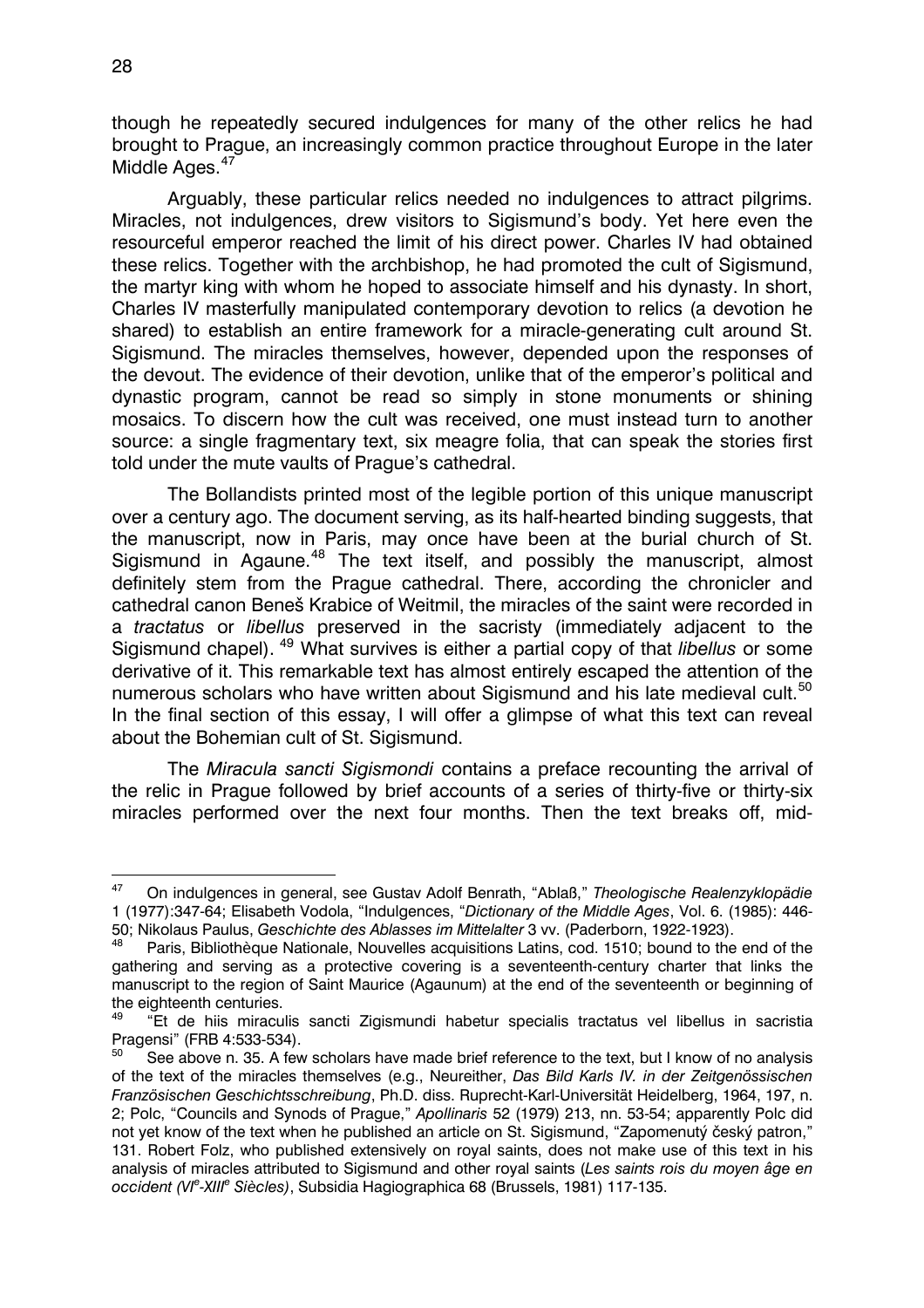though he repeatedly secured indulgences for many of the other relics he had brought to Prague, an increasingly common practice throughout Europe in the later Middle Ages.[47]

Arguably, these particular relics needed no indulgences to attract pilgrims. Miracles, not indulgences, drew visitors to Sigismund's body. Yet here even the resourceful emperor reached the limit of his direct power. Charles IV had obtained these relics. Together with the archbishop, he had promoted the cult of Sigismund, the martyr king with whom he hoped to associate himself and his dynasty. In short, Charles IV masterfully manipulated contemporary devotion to relics (a devotion he shared) to establish an entire framework for a miracle-generating cult around St. Sigismund. The miracles themselves, however, depended upon the responses of the devout. The evidence of their devotion, unlike that of the emperor's political and dynastic program, cannot be read so simply in stone monuments or shining mosaics. To discern how the cult was received, one must instead turn to another source: a single fragmentary text, six meagre folia, that can speak the stories first told under the mute vaults of Prague's cathedral.

The Bollandists printed most of the legible portion of this unique manuscript over a century ago. The document serving, as its half-hearted binding suggests, that the manuscript, now in Paris, may once have been at the burial church of St. Sigismund in Agaune.[48] The text itself, and possibly the manuscript, almost definitely stem from the Prague cathedral. There, according the chronicler and cathedral canon Beneš Krabice of Weitmil, the miracles of the saint were recorded in a *tractatus* or *libellus* preserved in the sacristy (immediately adjacent to the Sigismund chapel).[49] What survives is either a partial copy of that *libellus* or some derivative of it. This remarkable text has almost entirely escaped the attention of the numerous scholars who have written about Sigismund and his late medieval cult.[50] In the final section of this essay, I will offer a glimpse of what this text can reveal about the Bohemian cult of St. Sigismund.

The *Miracula sancti Sigismondi* contains a preface recounting the arrival of the relic in Prague followed by brief accounts of a series of thirty-five or thirty-six miracles performed over the next four months. Then the text breaks off, mid-

---

[47] On indulgences in general, see Gustav Adolf Benrath, "Ablaß," *Theologische Realenzyklopädie* 1 (1977):347-64; Elisabeth Vodola, "Indulgences, "*Dictionary of the Middle Ages*, Vol. 6. (1985): 446-50; Nikolaus Paulus, *Geschichte des Ablasses im Mittelalter* 3 vv. (Paderborn, 1922-1923).

[48] Paris, Bibliothèque Nationale, Nouvelles acquisitions Latins, cod. 1510; bound to the end of the gathering and serving as a protective covering is a seventeenth-century charter that links the manuscript to the region of Saint Maurice (Agaunum) at the end of the seventeenth or beginning of the eighteenth centuries.

[49] "Et de hiis miraculis sancti Zigismundi habetur specialis tractatus vel libellus in sacristia Pragensi" (FRB 4:533-534).

[50] See above n. 35. A few scholars have made brief reference to the text, but I know of no analysis of the text of the miracles themselves (e.g., Neureither, *Das Bild Karls IV. in der Zeitgenössischen Französischen Geschichtsschreibung*, Ph.D. diss. Ruprecht-Karl-Universität Heidelberg, 1964, 197, n. 2; Polc, "Councils and Synods of Prague," *Apollinaris* 52 (1979) 213, nn. 53-54; apparently Polc did not yet know of the text when he published an article on St. Sigismund, "Zapomenutý český patron," 131. Robert Folz, who published extensively on royal saints, does not make use of this text in his analysis of miracles attributed to Sigismund and other royal saints (*Les saints rois du moyen âge en occident (VI^e-XIII^e Siècles)*, Subsidia Hagiographica 68 (Brussels, 1981) 117-135.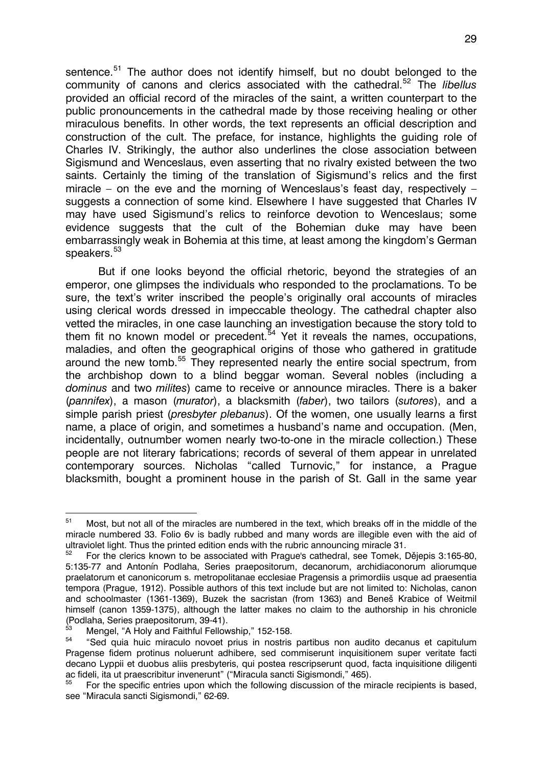sentence.[51] The author does not identify himself, but no doubt belonged to the community of canons and clerics associated with the cathedral.[52] The *libellus* provided an official record of the miracles of the saint, a written counterpart to the public pronouncements in the cathedral made by those receiving healing or other miraculous benefits. In other words, the text represents an official description and construction of the cult. The preface, for instance, highlights the guiding role of Charles IV. Strikingly, the author also underlines the close association between Sigismund and Wenceslaus, even asserting that no rivalry existed between the two saints. Certainly the timing of the translation of Sigismund's relics and the first miracle – on the eve and the morning of Wenceslaus's feast day, respectively – suggests a connection of some kind. Elsewhere I have suggested that Charles IV may have used Sigismund's relics to reinforce devotion to Wenceslaus; some evidence suggests that the cult of the Bohemian duke may have been embarrassingly weak in Bohemia at this time, at least among the kingdom's German speakers.[53]

But if one looks beyond the official rhetoric, beyond the strategies of an emperor, one glimpses the individuals who responded to the proclamations. To be sure, the text's writer inscribed the people's originally oral accounts of miracles using clerical words dressed in impeccable theology. The cathedral chapter also vetted the miracles, in one case launching an investigation because the story told to them fit no known model or precedent.[54] Yet it reveals the names, occupations, maladies, and often the geographical origins of those who gathered in gratitude around the new tomb.[55] They represented nearly the entire social spectrum, from the archbishop down to a blind beggar woman. Several nobles (including a *dominus* and two *milites*) came to receive or announce miracles. There is a baker (*pannifex*), a mason (*murator*), a blacksmith (*faber*), two tailors (*sutores*), and a simple parish priest (*presbyter plebanus*). Of the women, one usually learns a first name, a place of origin, and sometimes a husband's name and occupation. (Men, incidentally, outnumber women nearly two-to-one in the miracle collection.) These people are not literary fabrications; records of several of them appear in unrelated contemporary sources. Nicholas "called Turnovic," for instance, a Prague blacksmith, bought a prominent house in the parish of St. Gall in the same year

---

[51] Most, but not all of the miracles are numbered in the text, which breaks off in the middle of the miracle numbered 33. Folio 6v is badly rubbed and many words are illegible even with the aid of ultraviolet light. Thus the printed edition ends with the rubric announcing miracle 31.

[52] For the clerics known to be associated with Prague's cathedral, see Tomek, Dějepis 3:165-80, 5:135-77 and Antonín Podlaha, Series praepositorum, decanorum, archidiaconorum aliorumque praelatorum et canonicorum s. metropolitanae ecclesiae Pragensis a primordiis usque ad praesentia tempora (Prague, 1912). Possible authors of this text include but are not limited to: Nicholas, canon and schoolmaster (1361-1369), Buzek the sacristan (from 1363) and Beneš Krabice of Weitmil himself (canon 1359-1375), although the latter makes no claim to the authorship in his chronicle (Podlaha, Series praepositorum, 39-41).

[53] Mengel, "A Holy and Faithful Fellowship," 152-158.

[54] "Sed quia huic miraculo novoet prius in nostris partibus non audito decanus et capitulum Pragense fidem protinus noluerunt adhibere, sed commiserunt inquisitionem super veritate facti decano Lyppii et duobus aliis presbyteris, qui postea rescripserunt quod, facta inquisitione diligenti ac fideli, ita ut praescribitur invenerunt" ("Miracula sancti Sigismondi," 465).

[55] For the specific entries upon which the following discussion of the miracle recipients is based, see "Miracula sancti Sigismondi," 62-69.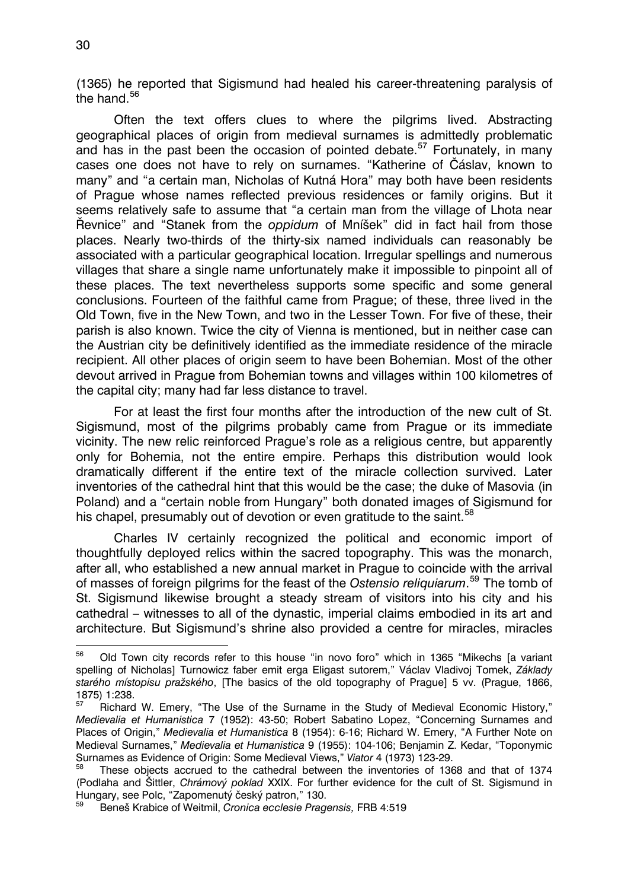(1365) he reported that Sigismund had healed his career-threatening paralysis of the hand.[56]

Often the text offers clues to where the pilgrims lived. Abstracting geographical places of origin from medieval surnames is admittedly problematic and has in the past been the occasion of pointed debate.[57] Fortunately, in many cases one does not have to rely on surnames. "Katherine of Čáslav, known to many" and "a certain man, Nicholas of Kutná Hora" may both have been residents of Prague whose names reflected previous residences or family origins. But it seems relatively safe to assume that "a certain man from the village of Lhota near Řevnice" and "Stanek from the *oppidum* of Mníšek" did in fact hail from those places. Nearly two-thirds of the thirty-six named individuals can reasonably be associated with a particular geographical location. Irregular spellings and numerous villages that share a single name unfortunately make it impossible to pinpoint all of these places. The text nevertheless supports some specific and some general conclusions. Fourteen of the faithful came from Prague; of these, three lived in the Old Town, five in the New Town, and two in the Lesser Town. For five of these, their parish is also known. Twice the city of Vienna is mentioned, but in neither case can the Austrian city be definitively identified as the immediate residence of the miracle recipient. All other places of origin seem to have been Bohemian. Most of the other devout arrived in Prague from Bohemian towns and villages within 100 kilometres of the capital city; many had far less distance to travel.

For at least the first four months after the introduction of the new cult of St. Sigismund, most of the pilgrims probably came from Prague or its immediate vicinity. The new relic reinforced Prague's role as a religious centre, but apparently only for Bohemia, not the entire empire. Perhaps this distribution would look dramatically different if the entire text of the miracle collection survived. Later inventories of the cathedral hint that this would be the case; the duke of Masovia (in Poland) and a "certain noble from Hungary" both donated images of Sigismund for his chapel, presumably out of devotion or even gratitude to the saint.[58]

Charles IV certainly recognized the political and economic import of thoughtfully deployed relics within the sacred topography. This was the monarch, after all, who established a new annual market in Prague to coincide with the arrival of masses of foreign pilgrims for the feast of the *Ostensio reliquiarum*.[59] The tomb of St. Sigismund likewise brought a steady stream of visitors into his city and his cathedral – witnesses to all of the dynastic, imperial claims embodied in its art and architecture. But Sigismund's shrine also provided a centre for miracles, miracles

---

[56] Old Town city records refer to this house "in novo foro" which in 1365 "Mikechs [a variant spelling of Nicholas] Turnowicz faber emit erga Eligast sutorem," Václav Vladivoj Tomek, *Základy starého místopisu pražského*, [The basics of the old topography of Prague] 5 vv. (Prague, 1866, 1875) 1:238.

[57] Richard W. Emery, "The Use of the Surname in the Study of Medieval Economic History," *Medievalia et Humanistica* 7 (1952): 43-50; Robert Sabatino Lopez, "Concerning Surnames and Places of Origin," *Medievalia et Humanistica* 8 (1954): 6-16; Richard W. Emery, "A Further Note on Medieval Surnames," *Medievalia et Humanistica* 9 (1955): 104-106; Benjamin Z. Kedar, "Toponymic Surnames as Evidence of Origin: Some Medieval Views," *Viator* 4 (1973) 123-29.

[58] These objects accrued to the cathedral between the inventories of 1368 and that of 1374 (Podlaha and Šittler, *Chrámový poklad* XXIX. For further evidence for the cult of St. Sigismund in Hungary, see Polc, "Zapomenutý český patron," 130.

[59] Beneš Krabice of Weitmil, *Cronica ecclesie Pragensis,* FRB 4:519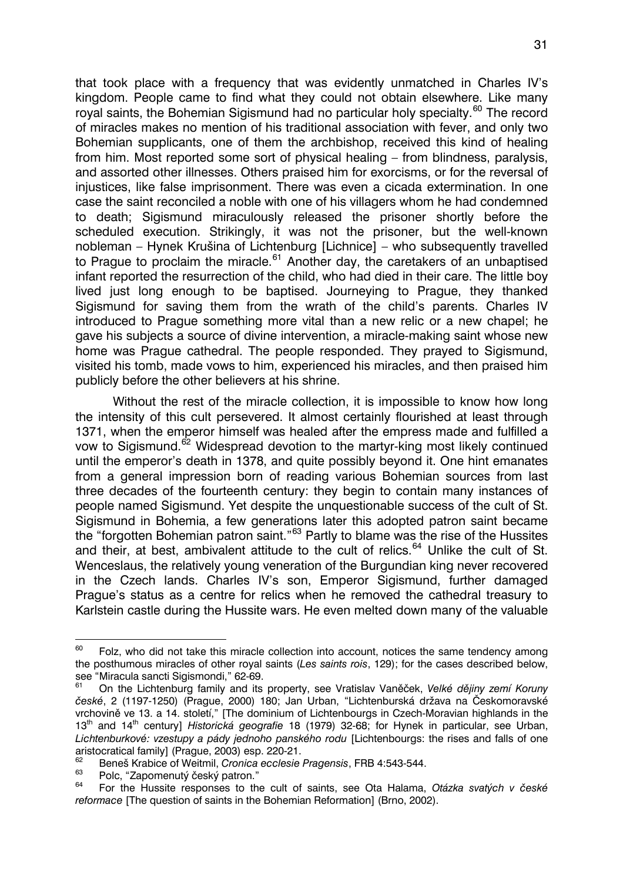that took place with a frequency that was evidently unmatched in Charles IV's kingdom. People came to find what they could not obtain elsewhere. Like many royal saints, the Bohemian Sigismund had no particular holy specialty.[60] The record of miracles makes no mention of his traditional association with fever, and only two Bohemian supplicants, one of them the archbishop, received this kind of healing from him. Most reported some sort of physical healing – from blindness, paralysis, and assorted other illnesses. Others praised him for exorcisms, or for the reversal of injustices, like false imprisonment. There was even a cicada extermination. In one case the saint reconciled a noble with one of his villagers whom he had condemned to death; Sigismund miraculously released the prisoner shortly before the scheduled execution. Strikingly, it was not the prisoner, but the well-known nobleman – Hynek Krušina of Lichtenburg [Lichnice] – who subsequently travelled to Prague to proclaim the miracle.[61] Another day, the caretakers of an unbaptised infant reported the resurrection of the child, who had died in their care. The little boy lived just long enough to be baptised. Journeying to Prague, they thanked Sigismund for saving them from the wrath of the child's parents. Charles IV introduced to Prague something more vital than a new relic or a new chapel; he gave his subjects a source of divine intervention, a miracle-making saint whose new home was Prague cathedral. The people responded. They prayed to Sigismund, visited his tomb, made vows to him, experienced his miracles, and then praised him publicly before the other believers at his shrine.

Without the rest of the miracle collection, it is impossible to know how long the intensity of this cult persevered. It almost certainly flourished at least through 1371, when the emperor himself was healed after the empress made and fulfilled a vow to Sigismund.[62] Widespread devotion to the martyr-king most likely continued until the emperor's death in 1378, and quite possibly beyond it. One hint emanates from a general impression born of reading various Bohemian sources from last three decades of the fourteenth century: they begin to contain many instances of people named Sigismund. Yet despite the unquestionable success of the cult of St. Sigismund in Bohemia, a few generations later this adopted patron saint became the "forgotten Bohemian patron saint."[63] Partly to blame was the rise of the Hussites and their, at best, ambivalent attitude to the cult of relics.[64] Unlike the cult of St. Wenceslaus, the relatively young veneration of the Burgundian king never recovered in the Czech lands. Charles IV's son, Emperor Sigismund, further damaged Prague's status as a centre for relics when he removed the cathedral treasury to Karlstein castle during the Hussite wars. He even melted down many of the valuable

---

[60] Folz, who did not take this miracle collection into account, notices the same tendency among the posthumous miracles of other royal saints (*Les saints rois*, 129); for the cases described below, see "Miracula sancti Sigismondi," 62-69.

[61] On the Lichtenburg family and its property, see Vratislav Vaněček, *Velké dějiny zemí Koruny české*, 2 (1197-1250) (Prague, 2000) 180; Jan Urban, "Lichtenburská država na Českomoravské vrchovině ve 13. a 14. století," [The dominium of Lichtenbourgs in Czech-Moravian highlands in the 13th and 14th century] *Historická geografie* 18 (1979) 32-68; for Hynek in particular, see Urban, *Lichtenburkové: vzestupy a pády jednoho panského rodu* [Lichtenbourgs: the rises and falls of one aristocratical family] (Prague, 2003) esp. 220-21.

[62] Beneš Krabice of Weitmil, *Cronica ecclesie Pragensis*, FRB 4:543-544.

[63] Polc, "Zapomenutý český patron."

[64] For the Hussite responses to the cult of saints, see Ota Halama, *Otázka svatých v české reformace* [The question of saints in the Bohemian Reformation] (Brno, 2002).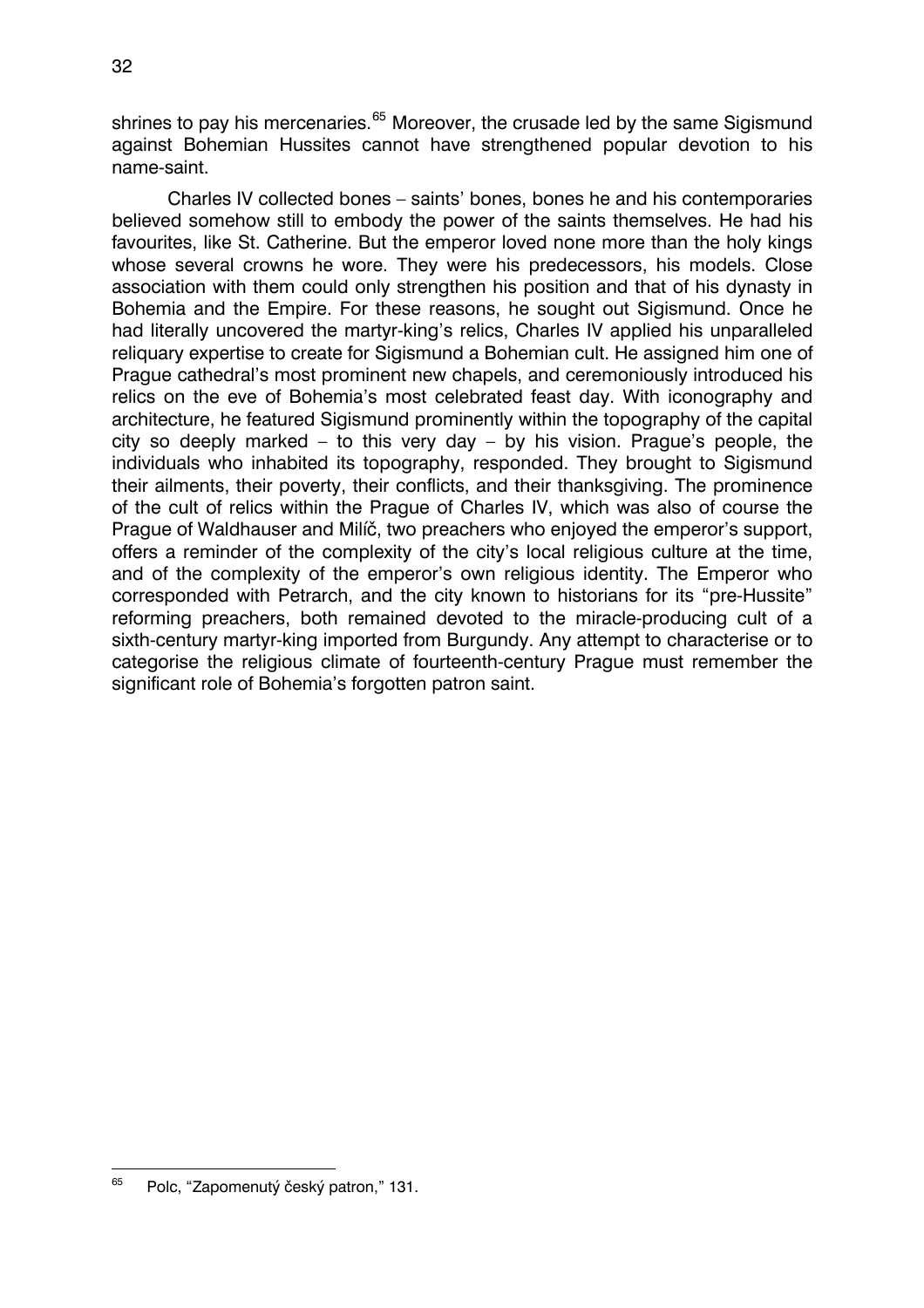shrines to pay his mercenaries.[65] Moreover, the crusade led by the same Sigismund against Bohemian Hussites cannot have strengthened popular devotion to his name-saint.

Charles IV collected bones – saints' bones, bones he and his contemporaries believed somehow still to embody the power of the saints themselves. He had his favourites, like St. Catherine. But the emperor loved none more than the holy kings whose several crowns he wore. They were his predecessors, his models. Close association with them could only strengthen his position and that of his dynasty in Bohemia and the Empire. For these reasons, he sought out Sigismund. Once he had literally uncovered the martyr-king's relics, Charles IV applied his unparalleled reliquary expertise to create for Sigismund a Bohemian cult. He assigned him one of Prague cathedral's most prominent new chapels, and ceremoniously introduced his relics on the eve of Bohemia's most celebrated feast day. With iconography and architecture, he featured Sigismund prominently within the topography of the capital city so deeply marked – to this very day – by his vision. Prague's people, the individuals who inhabited its topography, responded. They brought to Sigismund their ailments, their poverty, their conflicts, and their thanksgiving. The prominence of the cult of relics within the Prague of Charles IV, which was also of course the Prague of Waldhauser and Milíč, two preachers who enjoyed the emperor's support, offers a reminder of the complexity of the city's local religious culture at the time, and of the complexity of the emperor's own religious identity. The Emperor who corresponded with Petrarch, and the city known to historians for its "pre-Hussite" reforming preachers, both remained devoted to the miracle-producing cult of a sixth-century martyr-king imported from Burgundy. Any attempt to characterise or to categorise the religious climate of fourteenth-century Prague must remember the significant role of Bohemia's forgotten patron saint.

---

[65] Polc, "Zapomenutý český patron," 131.